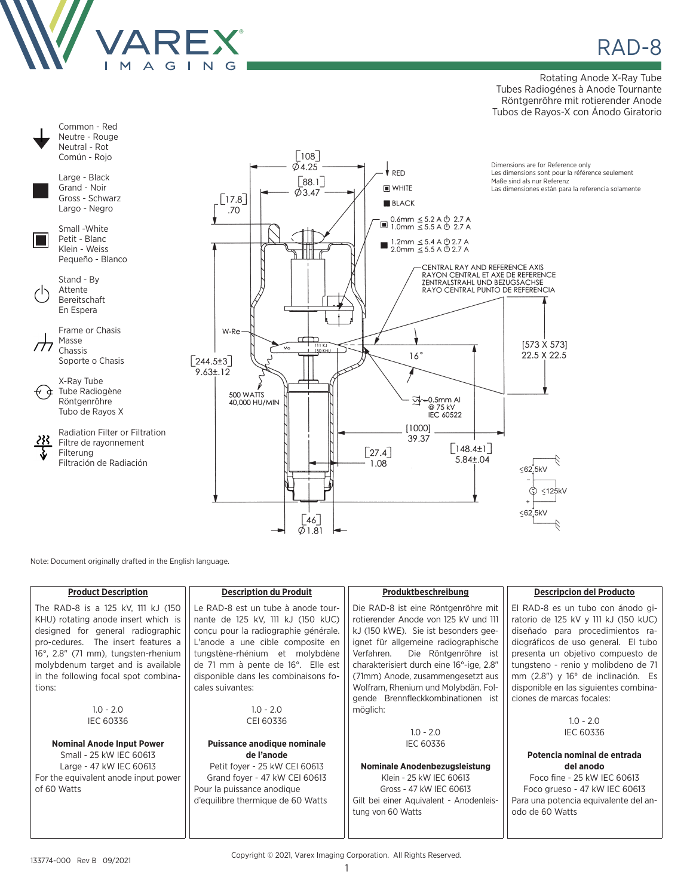# RAD-8

Rotating Anode X-Ray Tube
Tubes Radiogénes à Anode Tournante
Röntgenröhre mit rotierender Anode
Tubos de Rayos-X con Ánodo Giratorio

Common - Red
Neutre - Rouge
Neutral - Rot
Común - Rojo

Large - Black
Grand - Noir
Gross - Schwarz
Largo - Negro

Small -White
Petit - Blanc
Klein - Weiss
Pequeño - Blanco

Stand - By
Attente
Bereitschaft
En Espera

Frame or Chasis
Masse
Chassis
Soporte o Chasis

X-Ray Tube
Tube Radiogène
Röntgenröhre
Tubo de Rayos X

Radiation Filter or Filtration
Filtre de rayonnement
Filterung
Filtración de Radiación

[108] Ø4.25
[88.1] Ø3.47
[17.8] .70
RED
WHITE
BLACK
0.6mm ≤ 5.2 A ⏻ 2.7 A
1.0mm ≤ 5.5 A ⏻ 2.7 A
1.2mm ≤ 5.4 A ⏻ 2.7 A
2.0mm ≤ 5.5 A ⏻ 2.7 A

Dimensions are for Reference only
Les dimensions sont pour la référence seulement
Maße sind als nur Referenz
Las dimensiones están para la referencia solamente

CENTRAL RAY AND REFERENCE AXIS
RAYON CENTRAL ET AXE DE REFERENCE
ZENTRALSTRAHL UND BEZUGSACHSE
RAYO CENTRAL PUNTO DE REFERENCIA

W-Re
Mo
111 KJ
150 KHU
16°
[573 X 573]
22.5 X 22.5
[244.5±3]
9.63±.12
500 WATTS
40,000 HU/MIN
0.5mm Al @ 75 kV IEC 60522
[1000] 39.37
[27.4] 1.08
[148.4±1] 5.84±.04
≤62.5kV
≤125kV
≤62.5kV
[46] Ø1.81

Note: Document originally drafted in the English language.

**Product Description**

The RAD-8 is a 125 kV, 111 kJ (150 KHU) rotating anode insert which is designed for general radiographic pro-cedures. The insert features a 16°, 2.8" (71 mm), tungsten-rhenium molybdenum target and is available in the following focal spot combina-tions:

1.0 - 2.0
IEC 60336

**Nominal Anode Input Power**
Small - 25 kW IEC 60613
Large - 47 kW IEC 60613
For the equivalent anode input power of 60 Watts

**Description du Produit**

Le RAD-8 est un tube à anode tour-nante de 125 kV, 111 kJ (150 kUC) conçu pour la radiographie générale. L'anode a une cible composite en tungstène-rhénium et molybdène de 71 mm à pente de 16°. Elle est disponible dans les combinaisons fo-cales suivantes:

1.0 - 2.0
CEI 60336

**Puissance anodique nominale de l'anode**
Petit foyer - 25 kW CEI 60613
Grand foyer - 47 kW CEI 60613
Pour la puissance anodique d'equilibre thermique de 60 Watts

**Produktbeschreibung**

Die RAD-8 ist eine Röntgenröhre mit rotierender Anode von 125 kV und 111 kJ (150 kWE). Sie ist besonders gee-ignet für allgemeine radiographische Verfahren. Die Röntgenröhre ist charakterisiert durch eine 16°-ige, 2.8" (71mm) Anode, zusammengesetzt aus Wolfram, Rhenium und Molybdän. Fol-gende Brennfleckkombinationen ist möglich:

1.0 - 2.0
IEC 60336

**Nominale Anodenbezugsleistung**
Klein - 25 kW IEC 60613
Gross - 47 kW IEC 60613
Gilt bei einer Aquivalent - Anodenleis-tung von 60 Watts

**Descripcion del Producto**

El RAD-8 es un tubo con ánodo gi-ratorio de 125 kV y 111 kJ (150 kUC) diseñado para procedimientos ra-diográficos de uso general. El tubo presenta un objetivo compuesto de tungsteno - renio y molibdeno de 71 mm (2.8") y 16° de inclinación. Es disponible en las siguientes combina-ciones de marcas focales:

1.0 - 2.0
IEC 60336

**Potencia nominal de entrada del anodo**
Foco fine - 25 kW IEC 60613
Foco grueso - 47 kW IEC 60613
Para una potencia equivalente del an-odo de 60 Watts

133774-000 Rev B 09/2021

Copyright © 2021, Varex Imaging Corporation. All Rights Reserved.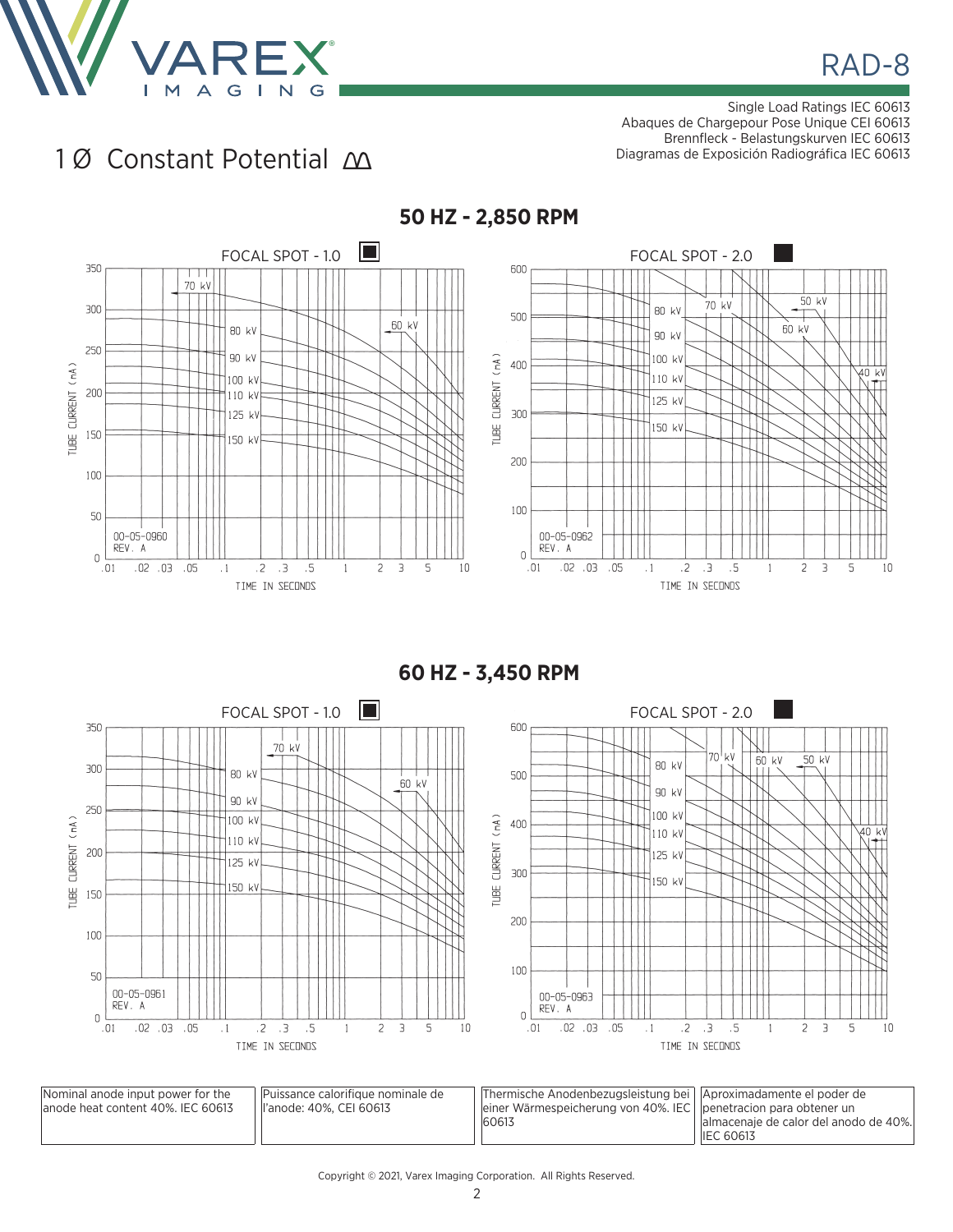# RAD-8

Single Load Ratings IEC 60613
Abaques de Chargepour Pose Unique CEI 60613
Brennfleck - Belastungskurven IEC 60613
Diagramas de Exposición Radiográfica IEC 60613

## 1 Ø Constant Potential

### 50 HZ - 2,850 RPM

FOCAL SPOT - 1.0

FOCAL SPOT - 2.0

### 60 HZ - 3,450 RPM

FOCAL SPOT - 1.0

FOCAL SPOT - 2.0

| Nominal anode input power for the anode heat content 40%. IEC 60613 | Puissance calorifique nominale de l'anode: 40%, CEI 60613 | Thermische Anodenbezugsleistung bei einer Wärmespeicherung von 40%. IEC 60613 | Aproximadamente el poder de penetracion para obtener un almacenaje de calor del anodo de 40%. IEC 60613 |
|---|---|---|---|

Copyright © 2021, Varex Imaging Corporation. All Rights Reserved.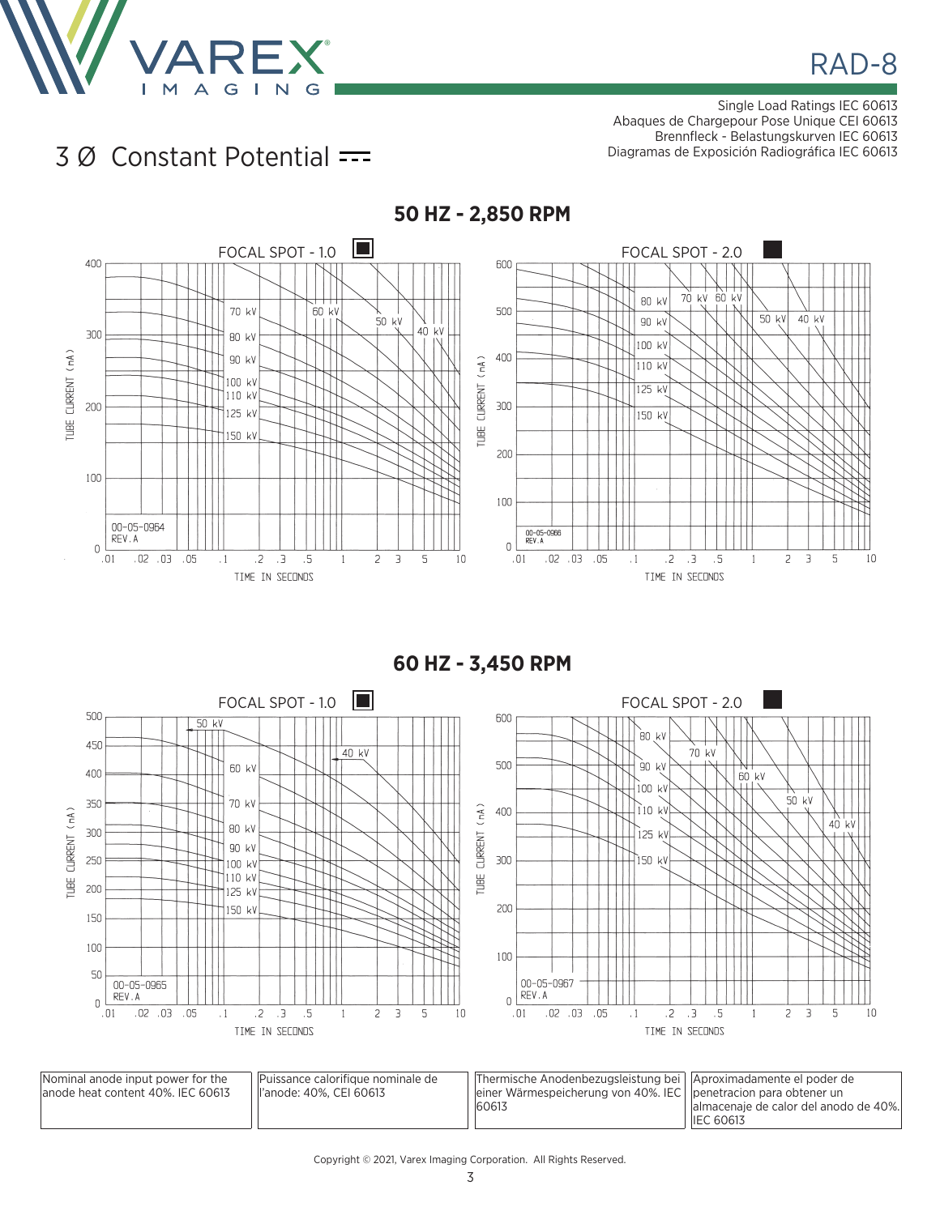# RAD-8

Single Load Ratings IEC 60613
Abaques de Chargepour Pose Unique CEI 60613
Brennfleck - Belastungskurven IEC 60613
Diagramas de Exposición Radiográfica IEC 60613

## 3 Ø Constant Potential

### 50 HZ - 2,850 RPM

FOCAL SPOT - 1.0

FOCAL SPOT - 2.0

### 60 HZ - 3,450 RPM

FOCAL SPOT - 1.0

FOCAL SPOT - 2.0

| Nominal anode input power for the anode heat content 40%. IEC 60613 | Puissance calorifique nominale de l'anode: 40%, CEI 60613 | Thermische Anodenbezugsleistung bei einer Wärmespeicherung von 40%. IEC 60613 | Aproximadamente el poder de penetracion para obtener un almacenaje de calor del anodo de 40%. IEC 60613 |
|---|---|---|---|

Copyright © 2021, Varex Imaging Corporation. All Rights Reserved.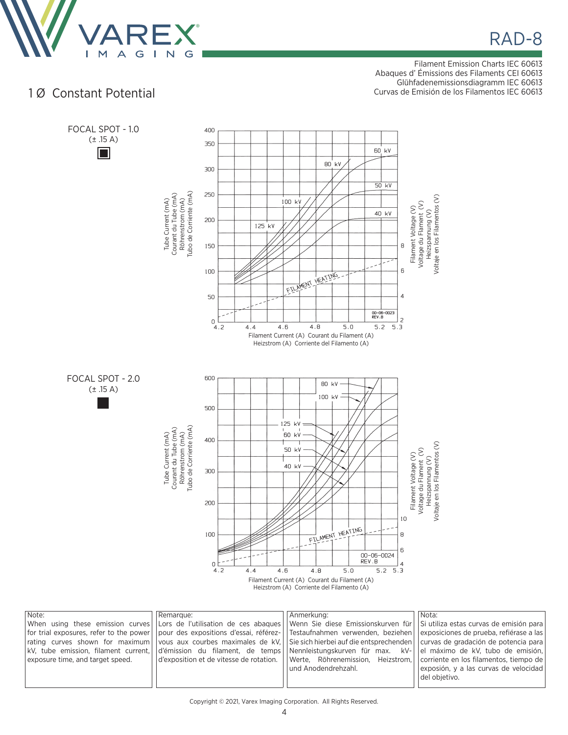Filament Emission Charts IEC 60613
Abaques d' Émissions des Filaments CEI 60613
Glühfadenemissionsdiagramm IEC 60613
Curvas de Emisión de los Filamentos IEC 60613

## 1 Ø Constant Potential

### FOCAL SPOT - 1.0
(± .15 A)

Tube Current (mA) / Courant du Tube (mA) / Röhrenstrom (mA) / Tubo de Corriente (mA)

Filament Voltage (V) / Voltage du Filament (V) / Heizspannung (V) / Voltaje en los Filamentos (V)

Filament Current (A) Courant du Filament (A) / Heizstrom (A) Corriente del Filamento (A)

60 kV, 80 kV, 50 kV, 100 kV, 40 kV, 125 kV, FILAMENT HEATING

00-06-0023 REV.B

### FOCAL SPOT - 2.0
(± .15 A)

Tube Current (mA) / Courant du Tube (mA) / Röhrenstrom (mA) / Tubo de Corriente (mA)

Filament Voltage (V) / Voltage du Filament (V) / Heizspannung (V) / Voltaje en los Filamentos (V)

Filament Current (A) Courant du Filament (A) / Heizstrom (A) Corriente del Filamento (A)

80 kV, 100 kV, 125 kV, 60 kV, 50 kV, 40 kV, FILAMENT HEATING

00-06-0024 REV.B

| Note: | Remarque: | Anmerkung: | Nota: |
|---|---|---|---|
| When using these emission curves for trial exposures, refer to the power rating curves shown for maximum kV, tube emission, filament current, exposure time, and target speed. | Lors de l'utilisation de ces abaques pour des expositions d'essai, référez-vous aux courbes maximales de kV, d'émission du filament, de temps d'exposition et de vitesse de rotation. | Wenn Sie diese Emissionskurven für Testaufnahmen verwenden, beziehen Sie sich hierbei auf die entsprechenden Nennleistungskurven für max. kV-Werte, Röhrenemission, Heizstrom, und Anodendrehzahl. | Si utiliza estas curvas de emisión para exposiciones de prueba, refiérase a las curvas de gradación de potencia para el máximo de kV, tubo de emisión, corriente en los filamentos, tiempo de exposición, y a las curvas de velocidad del objetivo. |

Copyright © 2021, Varex Imaging Corporation. All Rights Reserved.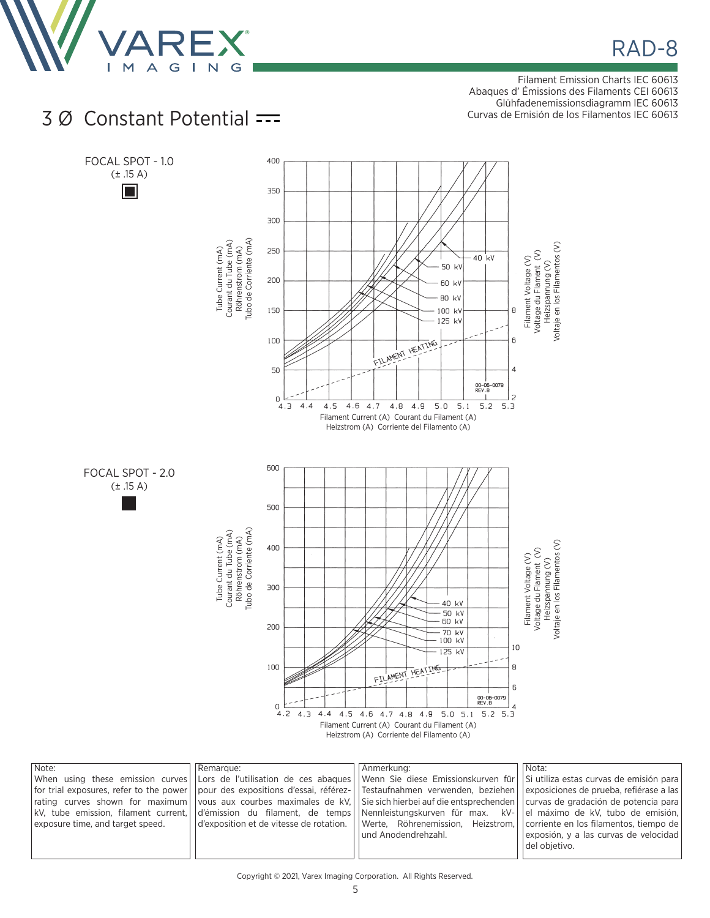Filament Emission Charts IEC 60613
Abaques d' Émissions des Filaments CEI 60613
Glühfadenemissionsdiagramm IEC 60613
Curvas de Emisión de los Filamentos IEC 60613

# 3 Ø Constant Potential

FOCAL SPOT - 1.0
(± .15 A)

Tube Current (mA) / Courant du Tube (mA) / Röhrenstrom (mA) / Tubo de Corriente (mA)

Filament Voltage (V) / Voltage du Flament (V) / Heizspannung (V) / Voltaje en los Filamentos (V)

Curves: 40 kV, 50 kV, 60 kV, 80 kV, 100 kV, 125 kV, FILAMENT HEATING

00-06-0078 REV.B

Filament Current (A) Courant du Filament (A)
Heizstrom (A) Corriente del Filamento (A)

FOCAL SPOT - 2.0
(± .15 A)

Tube Current (mA) / Courant du Tube (mA) / Röhrenstrom (mA) / Tubo de Corriente (mA)

Filament Voltage (V) / Voltage du Flament (V) / Heizspannung (V) / Voltaje en los Filamentos (V)

Curves: 40 kV, 50 kV, 60 kV, 70 kV, 100 kV, 125 kV, FILAMENT HEATING

00-06-0079 REV.B

Filament Current (A) Courant du Filament (A)
Heizstrom (A) Corriente del Filamento (A)

| Note: | Remarque: | Anmerkung: | Nota: |
|---|---|---|---|
| When using these emission curves for trial exposures, refer to the power rating curves shown for maximum kV, tube emission, filament current, exposure time, and target speed. | Lors de l'utilisation de ces abaques pour des expositions d'essai, référez-vous aux courbes maximales de kV, d'émission du filament, de temps d'exposition et de vitesse de rotation. | Wenn Sie diese Emissionskurven für Testaufnahmen verwenden, beziehen Sie sich hierbei auf die entsprechenden Nennleistungskurven für max. kV-Werte, Röhrenemission, Heizstrom, und Anodendrehzahl. | Si utiliza estas curvas de emisión para exposiciones de prueba, refiérase a las curvas de gradación de potencia para el máximo de kV, tubo de emisión, corriente en los filamentos, tiempo de exposición, y a las curvas de velocidad del objetivo. |

Copyright © 2021, Varex Imaging Corporation. All Rights Reserved.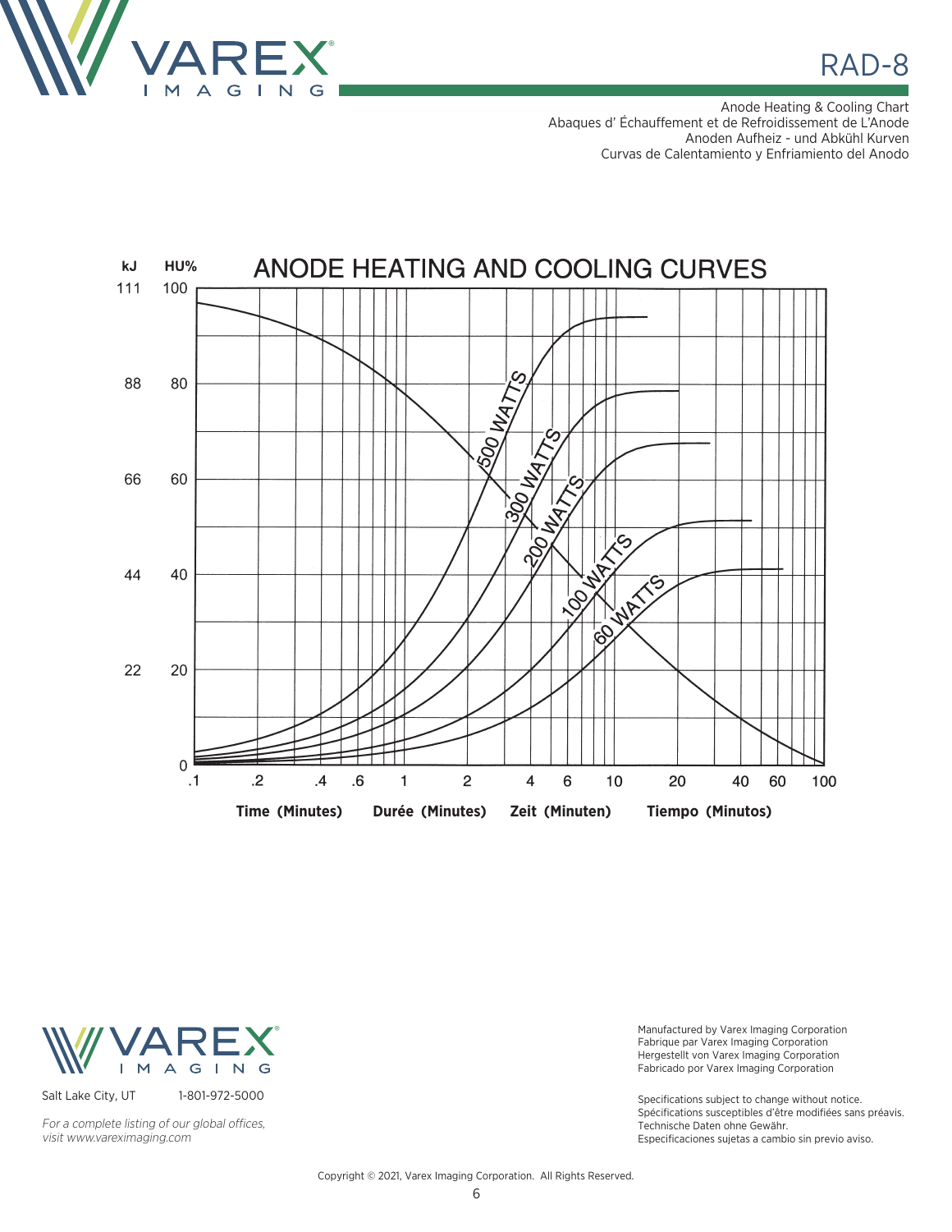RAD-8

Anode Heating & Cooling Chart
Abaques d' Échauffement et de Refroidissement de L'Anode
Anoden Aufheiz - und Abkühl Kurven
Curvas de Calentamiento y Enfriamiento del Anodo

ANODE HEATING AND COOLING CURVES

kJ HU%
111 100
88 80
66 60
44 40
22 20
0

500 WATTS
300 WATTS
200 WATTS
100 WATTS
60 WATTS

.1 .2 .4 .6 1 2 4 6 10 20 40 60 100

Time (Minutes) Durée (Minutes) Zeit (Minuten) Tiempo (Minutos)

Salt Lake City, UT 1-801-972-5000

*For a complete listing of our global offices, visit www.vareximaging.com*

Manufactured by Varex Imaging Corporation
Fabrique par Varex Imaging Corporation
Hergestellt von Varex Imaging Corporation
Fabricado por Varex Imaging Corporation

Specifications subject to change without notice.
Spécifications susceptibles d'être modifiées sans préavis.
Technische Daten ohne Gewähr.
Especificaciones sujetas a cambio sin previo aviso.

Copyright © 2021, Varex Imaging Corporation. All Rights Reserved.